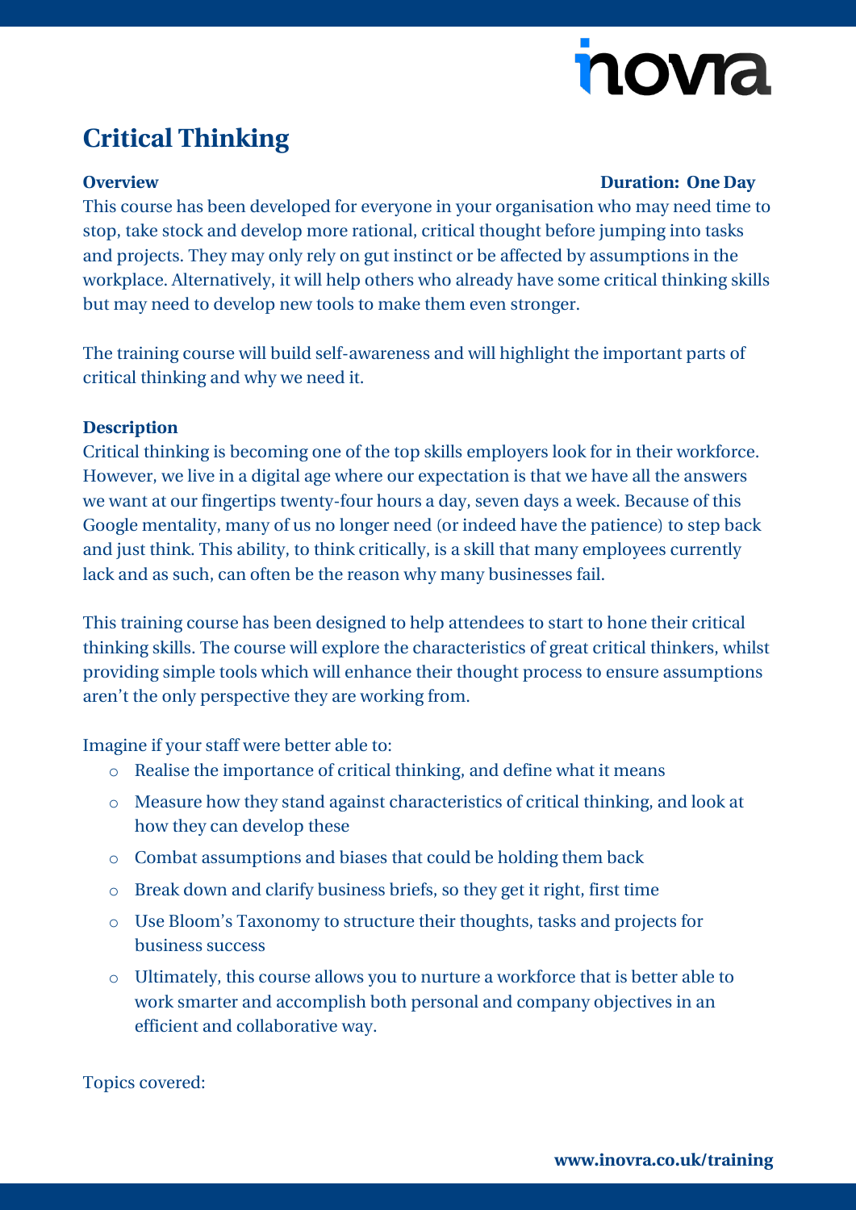# Critical Thinking

**Overview** **Duration: One Day**

This course has been developed for everyone in your organisation who may need time to stop, take stock and develop more rational, critical thought before jumping into tasks and projects. They may only rely on gut instinct or be affected by assumptions in the workplace. Alternatively, it will help others who already have some critical thinking skills but may need to develop new tools to make them even stronger.

The training course will build self-awareness and will highlight the important parts of critical thinking and why we need it.

**Description**

Critical thinking is becoming one of the top skills employers look for in their workforce. However, we live in a digital age where our expectation is that we have all the answers we want at our fingertips twenty-four hours a day, seven days a week. Because of this Google mentality, many of us no longer need (or indeed have the patience) to step back and just think. This ability, to think critically, is a skill that many employees currently lack and as such, can often be the reason why many businesses fail.

This training course has been designed to help attendees to start to hone their critical thinking skills. The course will explore the characteristics of great critical thinkers, whilst providing simple tools which will enhance their thought process to ensure assumptions aren't the only perspective they are working from.

Imagine if your staff were better able to:

- Realise the importance of critical thinking, and define what it means
- Measure how they stand against characteristics of critical thinking, and look at how they can develop these
- Combat assumptions and biases that could be holding them back
- Break down and clarify business briefs, so they get it right, first time
- Use Bloom's Taxonomy to structure their thoughts, tasks and projects for business success
- Ultimately, this course allows you to nurture a workforce that is better able to work smarter and accomplish both personal and company objectives in an efficient and collaborative way.

Topics covered: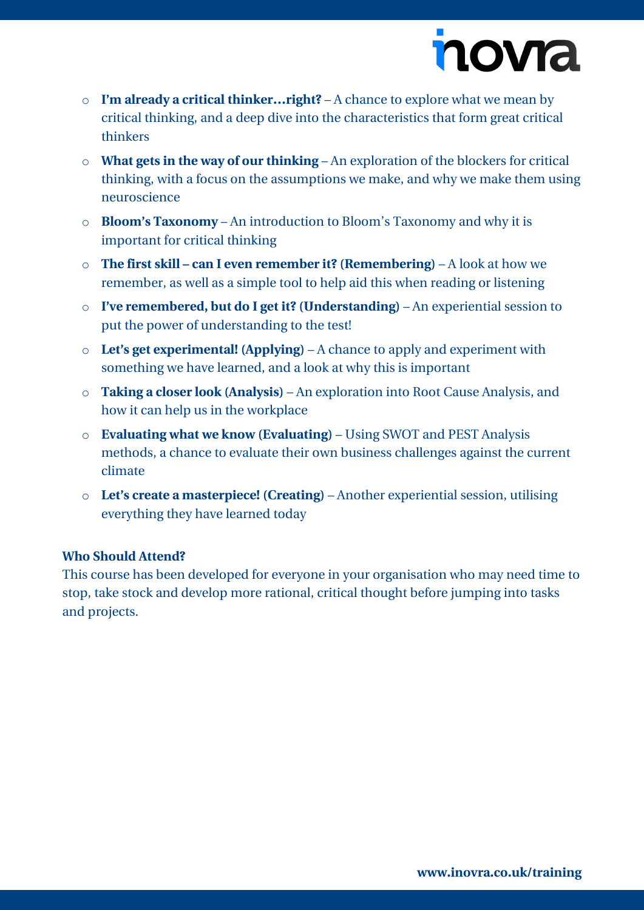- **I'm already a critical thinker…right?** – A chance to explore what we mean by critical thinking, and a deep dive into the characteristics that form great critical thinkers
- **What gets in the way of our thinking** – An exploration of the blockers for critical thinking, with a focus on the assumptions we make, and why we make them using neuroscience
- **Bloom's Taxonomy** – An introduction to Bloom's Taxonomy and why it is important for critical thinking
- **The first skill – can I even remember it? (Remembering)** – A look at how we remember, as well as a simple tool to help aid this when reading or listening
- **I've remembered, but do I get it? (Understanding)** – An experiential session to put the power of understanding to the test!
- **Let's get experimental! (Applying)** – A chance to apply and experiment with something we have learned, and a look at why this is important
- **Taking a closer look (Analysis)** – An exploration into Root Cause Analysis, and how it can help us in the workplace
- **Evaluating what we know (Evaluating)** – Using SWOT and PEST Analysis methods, a chance to evaluate their own business challenges against the current climate
- **Let's create a masterpiece! (Creating)** – Another experiential session, utilising everything they have learned today

**Who Should Attend?**

This course has been developed for everyone in your organisation who may need time to stop, take stock and develop more rational, critical thought before jumping into tasks and projects.

**www.inovra.co.uk/training**